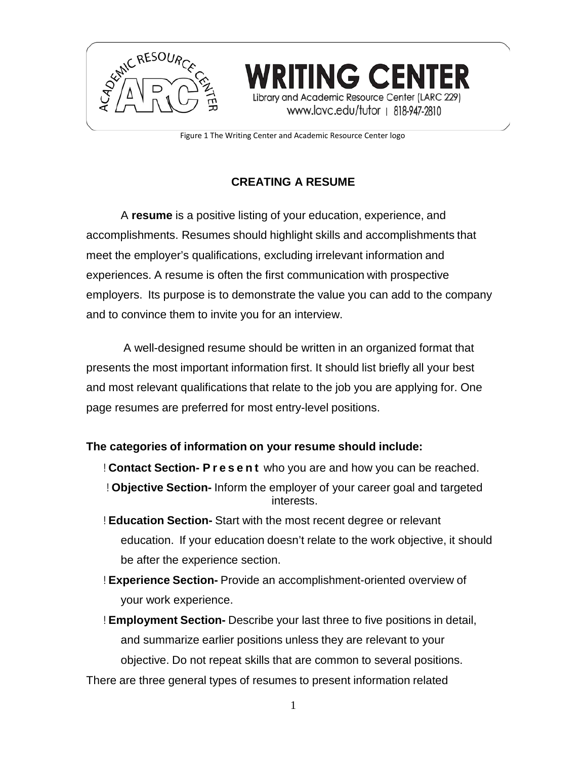WRITING CENTER
Library and Academic Resource Center (LARC 229)
www.lavc.edu/tutor | 818-947-2810

Figure 1 The Writing Center and Academic Resource Center logo

## CREATING A RESUME

A **resume** is a positive listing of your education, experience, and accomplishments. Resumes should highlight skills and accomplishments that meet the employer's qualifications, excluding irrelevant information and experiences. A resume is often the first communication with prospective employers. Its purpose is to demonstrate the value you can add to the company and to convince them to invite you for an interview.

A well-designed resume should be written in an organized format that presents the most important information first. It should list briefly all your best and most relevant qualifications that relate to the job you are applying for. One page resumes are preferred for most entry-level positions.

**The categories of information on your resume should include:**

- **Contact Section- Present** who you are and how you can be reached.
- **Objective Section-** Inform the employer of your career goal and targeted interests.
- **Education Section-** Start with the most recent degree or relevant education. If your education doesn't relate to the work objective, it should be after the experience section.
- **Experience Section-** Provide an accomplishment-oriented overview of your work experience.
- **Employment Section-** Describe your last three to five positions in detail, and summarize earlier positions unless they are relevant to your objective. Do not repeat skills that are common to several positions.

There are three general types of resumes to present information related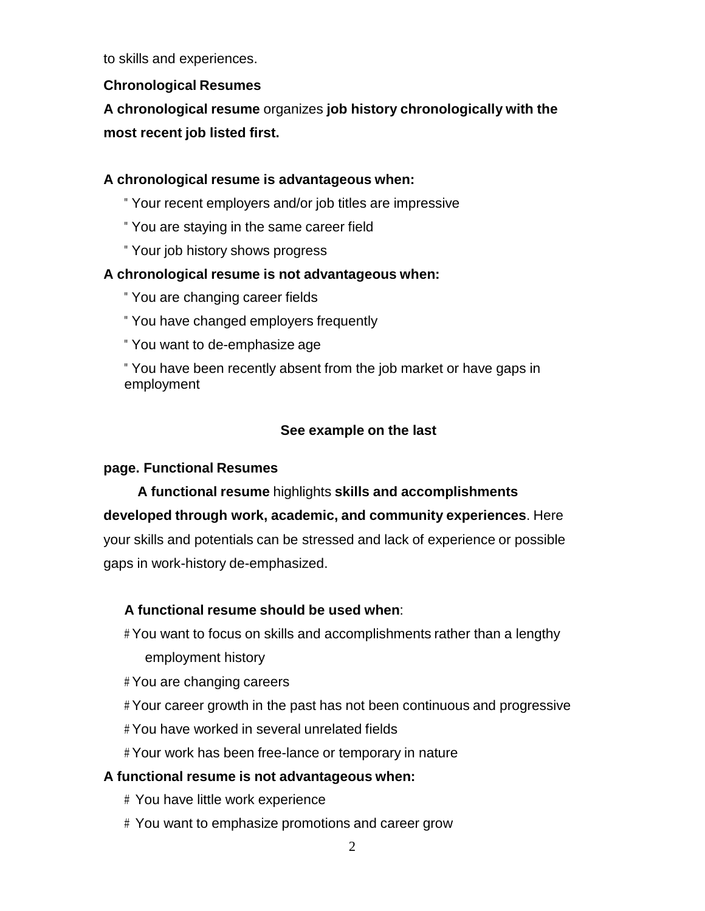to skills and experiences.

**Chronological Resumes**

**A chronological resume** organizes **job history chronologically with the most recent job listed first.**

**A chronological resume is advantageous when:**

- Your recent employers and/or job titles are impressive
- You are staying in the same career field
- Your job history shows progress

**A chronological resume is not advantageous when:**

- You are changing career fields
- You have changed employers frequently
- You want to de-emphasize age
- You have been recently absent from the job market or have gaps in employment

**See example on the last page.**

**Functional Resumes**

**A functional resume** highlights **skills and accomplishments developed through work, academic, and community experiences**. Here your skills and potentials can be stressed and lack of experience or possible gaps in work-history de-emphasized.

**A functional resume should be used when**:

- You want to focus on skills and accomplishments rather than a lengthy employment history
- You are changing careers
- Your career growth in the past has not been continuous and progressive
- You have worked in several unrelated fields
- Your work has been free-lance or temporary in nature

**A functional resume is not advantageous when:**

- You have little work experience
- You want to emphasize promotions and career grow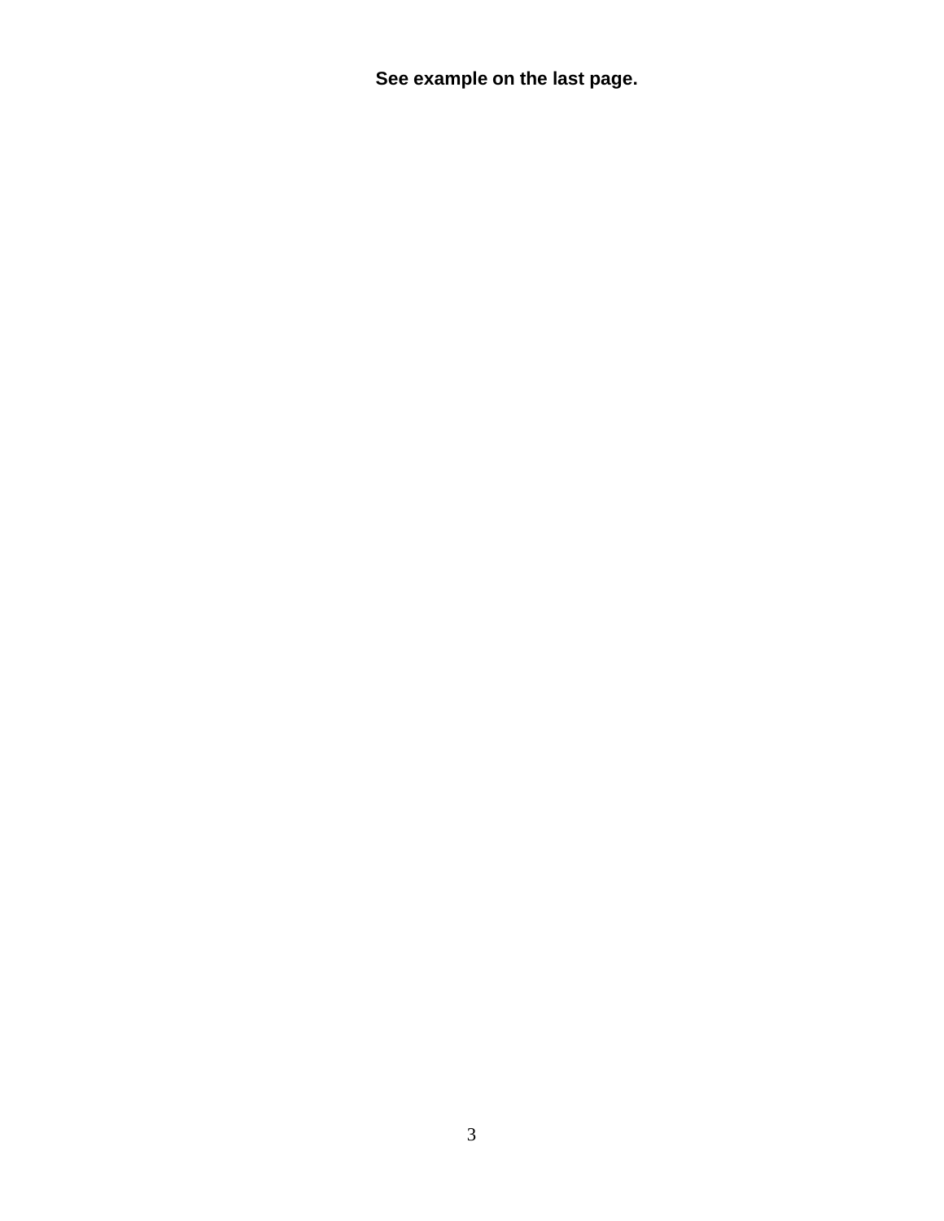**See example on the last page.**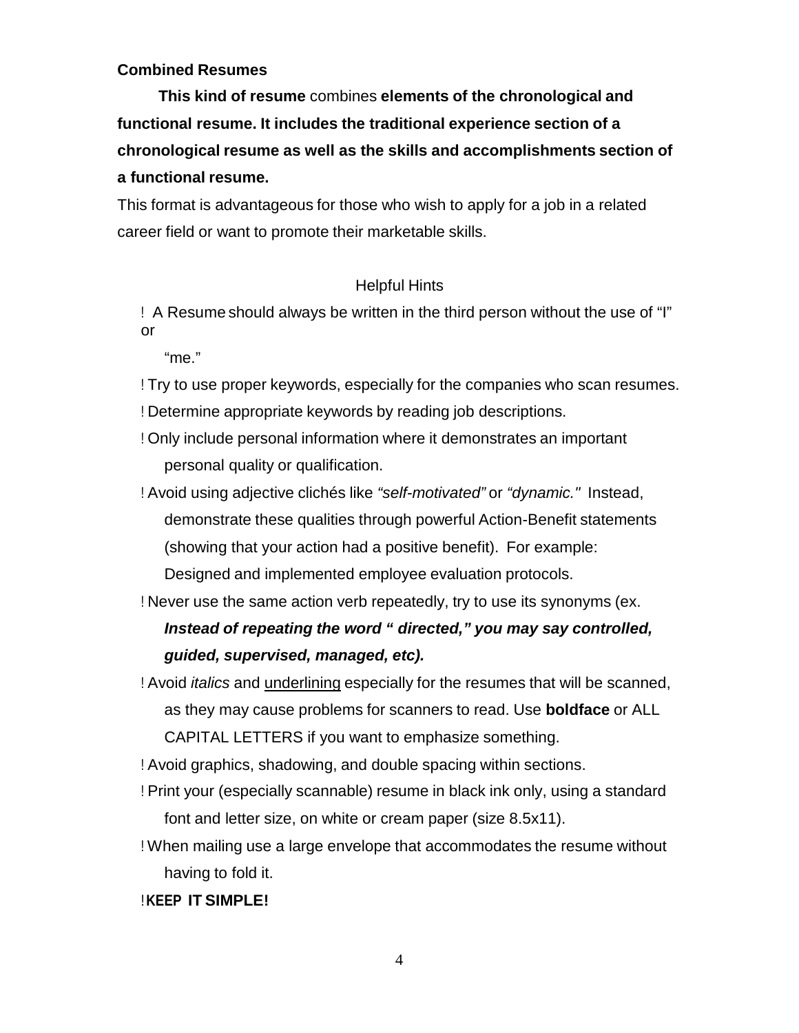**Combined Resumes**

**This kind of resume** combines **elements of the chronological and functional resume. It includes the traditional experience section of a chronological resume as well as the skills and accomplishments section of a functional resume.**

This format is advantageous for those who wish to apply for a job in a related career field or want to promote their marketable skills.

Helpful Hints

- A Resume should always be written in the third person without the use of "I" or "me."
- Try to use proper keywords, especially for the companies who scan resumes.
- Determine appropriate keywords by reading job descriptions.
- Only include personal information where it demonstrates an important personal quality or qualification.
- Avoid using adjective clichés like *"self-motivated"* or *"dynamic."* Instead, demonstrate these qualities through powerful Action-Benefit statements (showing that your action had a positive benefit). For example: Designed and implemented employee evaluation protocols.
- Never use the same action verb repeatedly, try to use its synonyms (ex. ***Instead of repeating the word " directed," you may say controlled, guided, supervised, managed, etc).***
- Avoid *italics* and <u>underlining</u> especially for the resumes that will be scanned, as they may cause problems for scanners to read. Use **boldface** or ALL CAPITAL LETTERS if you want to emphasize something.
- Avoid graphics, shadowing, and double spacing within sections.
- Print your (especially scannable) resume in black ink only, using a standard font and letter size, on white or cream paper (size 8.5x11).
- When mailing use a large envelope that accommodates the resume without having to fold it.
- **KEEP IT SIMPLE!**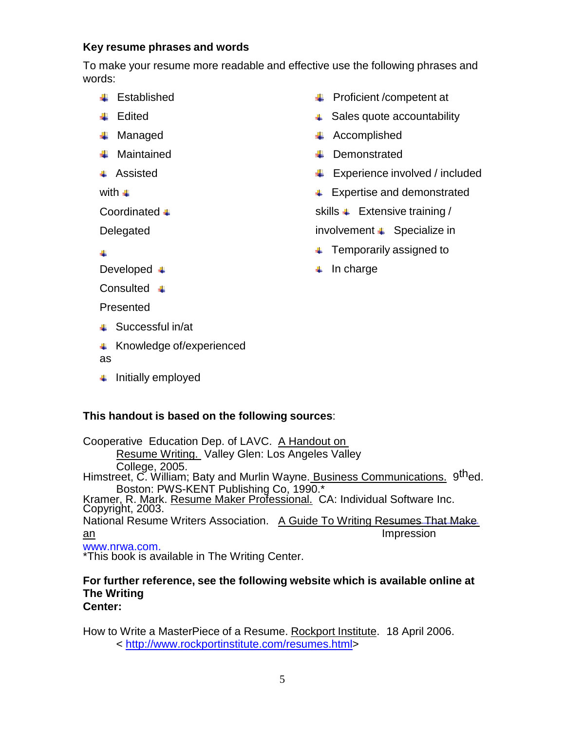**Key resume phrases and words**

To make your resume more readable and effective use the following phrases and words:

- Established
- Edited
- Managed
- Maintained
- Assisted with
- Coordinated
- Delegated
- Developed
- Consulted
- Presented
- Successful in/at
- Knowledge of/experienced as
- Initially employed
- Proficient /competent at
- Sales quote accountability
- Accomplished
- Demonstrated
- Experience involved / included
- Expertise and demonstrated skills
- Extensive training / involvement
- Specialize in
- Temporarily assigned to
- In charge

**This handout is based on the following sources**:

Cooperative Education Dep. of LAVC. A Handout on Resume Writing. Valley Glen: Los Angeles Valley College, 2005.

Himstreet, C. William; Baty and Murlin Wayne. Business Communications. 9th ed. Boston: PWS-KENT Publishing Co, 1990.*

Kramer, R. Mark. Resume Maker Professional. CA: Individual Software Inc. Copyright, 2003.

National Resume Writers Association. A Guide To Writing Resumes That Make an Impression www.nrwa.com.

*This book is available in The Writing Center.

**For further reference, see the following website which is available online at The Writing Center:**

How to Write a MasterPiece of a Resume. Rockport Institute. 18 April 2006. < http://www.rockportinstitute.com/resumes.html>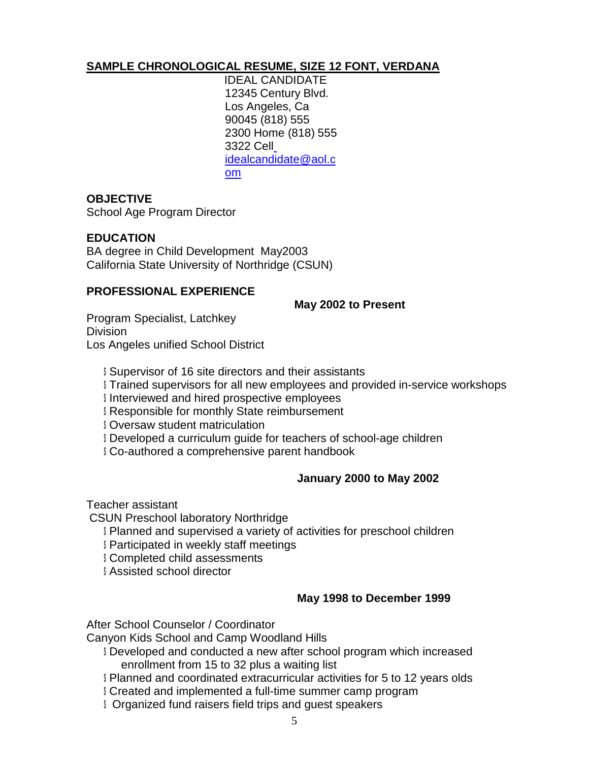## SAMPLE CHRONOLOGICAL RESUME, SIZE 12 FONT, VERDANA

IDEAL CANDIDATE
12345 Century Blvd.
Los Angeles, Ca
90045 (818) 555
2300 Home (818) 555
3322 Cell
idealcandidate@aol.com

**OBJECTIVE**

School Age Program Director

**EDUCATION**

BA degree in Child Development May2003
California State University of Northridge (CSUN)

**PROFESSIONAL EXPERIENCE**

**May 2002 to Present**

Program Specialist, Latchkey Division
Los Angeles unified School District

- Supervisor of 16 site directors and their assistants
- Trained supervisors for all new employees and provided in-service workshops
- Interviewed and hired prospective employees
- Responsible for monthly State reimbursement
- Oversaw student matriculation
- Developed a curriculum guide for teachers of school-age children
- Co-authored a comprehensive parent handbook

**January 2000 to May 2002**

Teacher assistant
CSUN Preschool laboratory Northridge

- Planned and supervised a variety of activities for preschool children
- Participated in weekly staff meetings
- Completed child assessments
- Assisted school director

**May 1998 to December 1999**

After School Counselor / Coordinator
Canyon Kids School and Camp Woodland Hills

- Developed and conducted a new after school program which increased enrollment from 15 to 32 plus a waiting list
- Planned and coordinated extracurricular activities for 5 to 12 years olds
- Created and implemented a full-time summer camp program
- Organized fund raisers field trips and guest speakers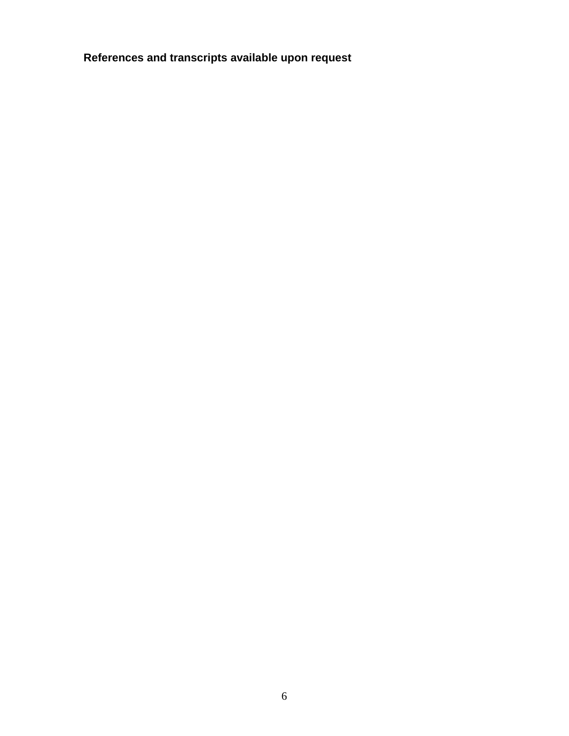**References and transcripts available upon request**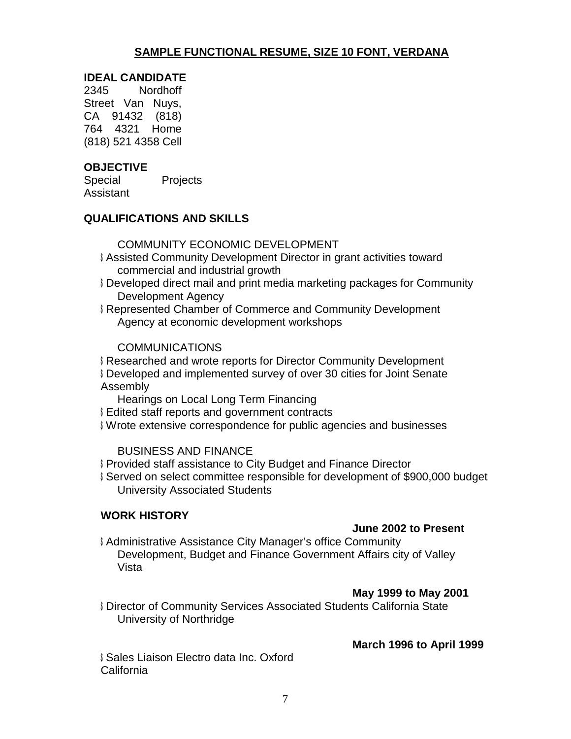**SAMPLE FUNCTIONAL RESUME, SIZE 10 FONT, VERDANA**

**IDEAL CANDIDATE**
2345 Nordhoff Street Van Nuys, CA 91432 (818) 764 4321 Home
(818) 521 4358 Cell

**OBJECTIVE**
Special Projects Assistant

**QUALIFICATIONS AND SKILLS**

COMMUNITY ECONOMIC DEVELOPMENT

- Assisted Community Development Director in grant activities toward commercial and industrial growth
- Developed direct mail and print media marketing packages for Community Development Agency
- Represented Chamber of Commerce and Community Development Agency at economic development workshops

COMMUNICATIONS

- Researched and wrote reports for Director Community Development
- Developed and implemented survey of over 30 cities for Joint Senate Assembly Hearings on Local Long Term Financing
- Edited staff reports and government contracts
- Wrote extensive correspondence for public agencies and businesses

BUSINESS AND FINANCE

- Provided staff assistance to City Budget and Finance Director
- Served on select committee responsible for development of $900,000 budget University Associated Students

**WORK HISTORY**

**June 2002 to Present**

- Administrative Assistance City Manager's office Community Development, Budget and Finance Government Affairs city of Valley Vista

**May 1999 to May 2001**

- Director of Community Services Associated Students California State University of Northridge

**March 1996 to April 1999**

- Sales Liaison Electro data Inc. Oxford California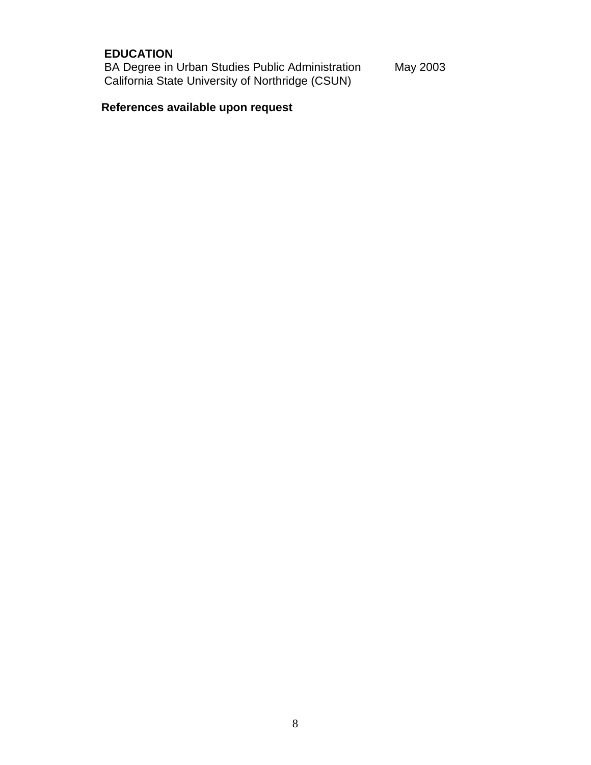**EDUCATION**

BA Degree in Urban Studies Public Administration May 2003
California State University of Northridge (CSUN)

**References available upon request**